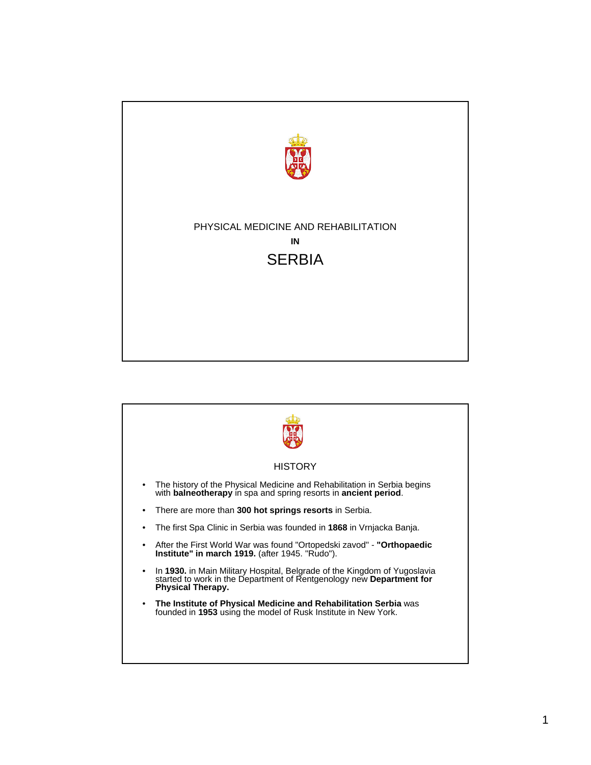# PHYSICAL MEDICINE AND REHABILITATION

**IN**

# SERBIA

## HISTORY

- The history of the Physical Medicine and Rehabilitation in Serbia begins with **balneotherapy** in spa and spring resorts in **ancient period**.
- There are more than **300 hot springs resorts** in Serbia.
- The first Spa Clinic in Serbia was founded in **1868** in Vrnjacka Banja.
- After the First World War was found "Ortopedski zavod" - **"Orthopaedic Institute" in march 1919.** (after 1945. "Rudo").
- In **1930.** in Main Military Hospital, Belgrade of the Kingdom of Yugoslavia started to work in the Department of Rentgenology new **Department for Physical Therapy.**
- **The Institute of Physical Medicine and Rehabilitation Serbia** was founded in **1953** using the model of Rusk Institute in New York.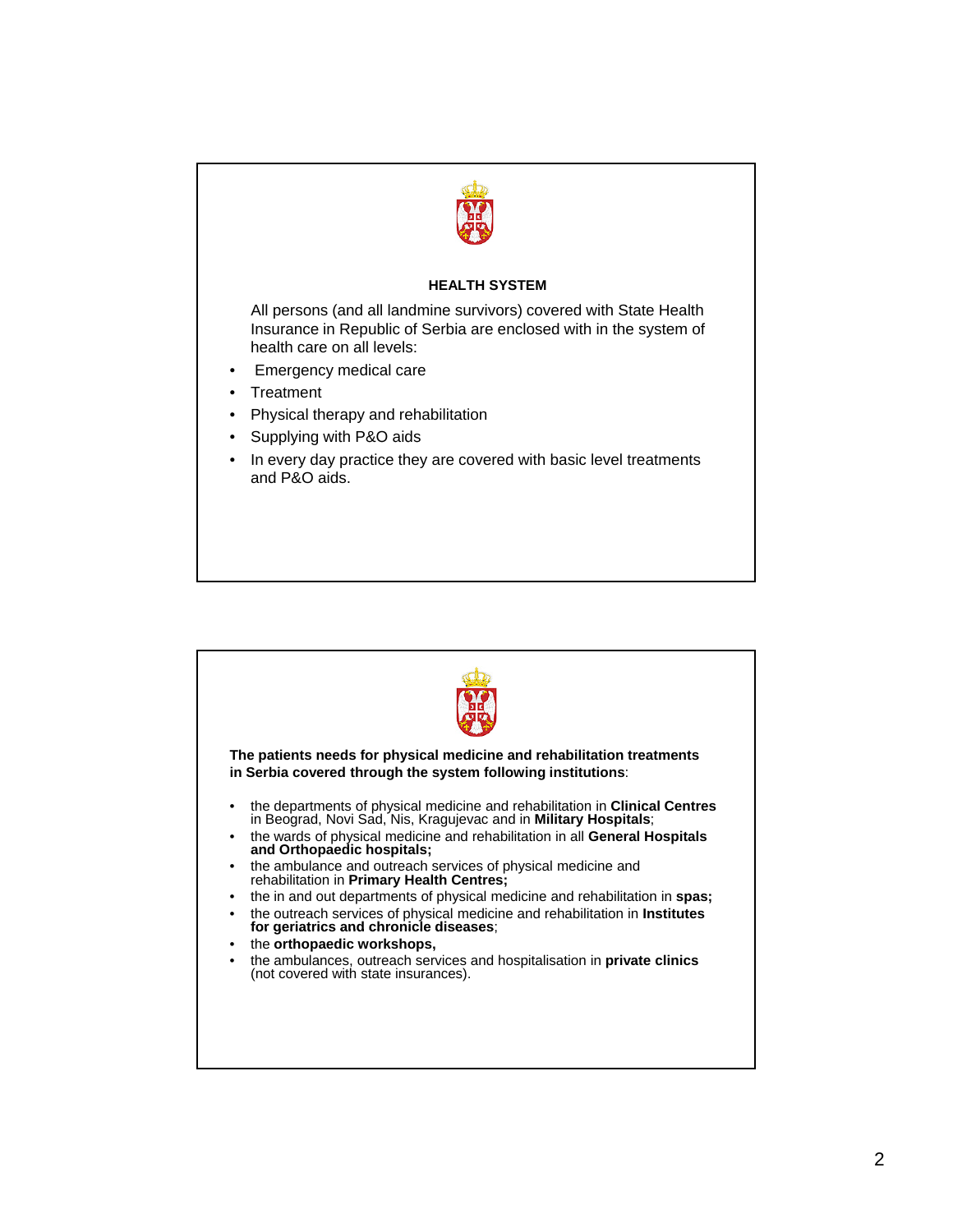## HEALTH SYSTEM

All persons (and all landmine survivors) covered with State Health Insurance in Republic of Serbia are enclosed with in the system of health care on all levels:

- Emergency medical care
- Treatment
- Physical therapy and rehabilitation
- Supplying with P&O aids
- In every day practice they are covered with basic level treatments and P&O aids.

**The patients needs for physical medicine and rehabilitation treatments in Serbia covered through the system following institutions**:

- the departments of physical medicine and rehabilitation in **Clinical Centres** in Beograd, Novi Sad, Nis, Kragujevac and in **Military Hospitals**;
- the wards of physical medicine and rehabilitation in all **General Hospitals and Orthopaedic hospitals;**
- the ambulance and outreach services of physical medicine and rehabilitation in **Primary Health Centres;**
- the in and out departments of physical medicine and rehabilitation in **spas;**
- the outreach services of physical medicine and rehabilitation in **Institutes for geriatrics and chronicle diseases**;
- the **orthopaedic workshops,**
- the ambulances, outreach services and hospitalisation in **private clinics** (not covered with state insurances).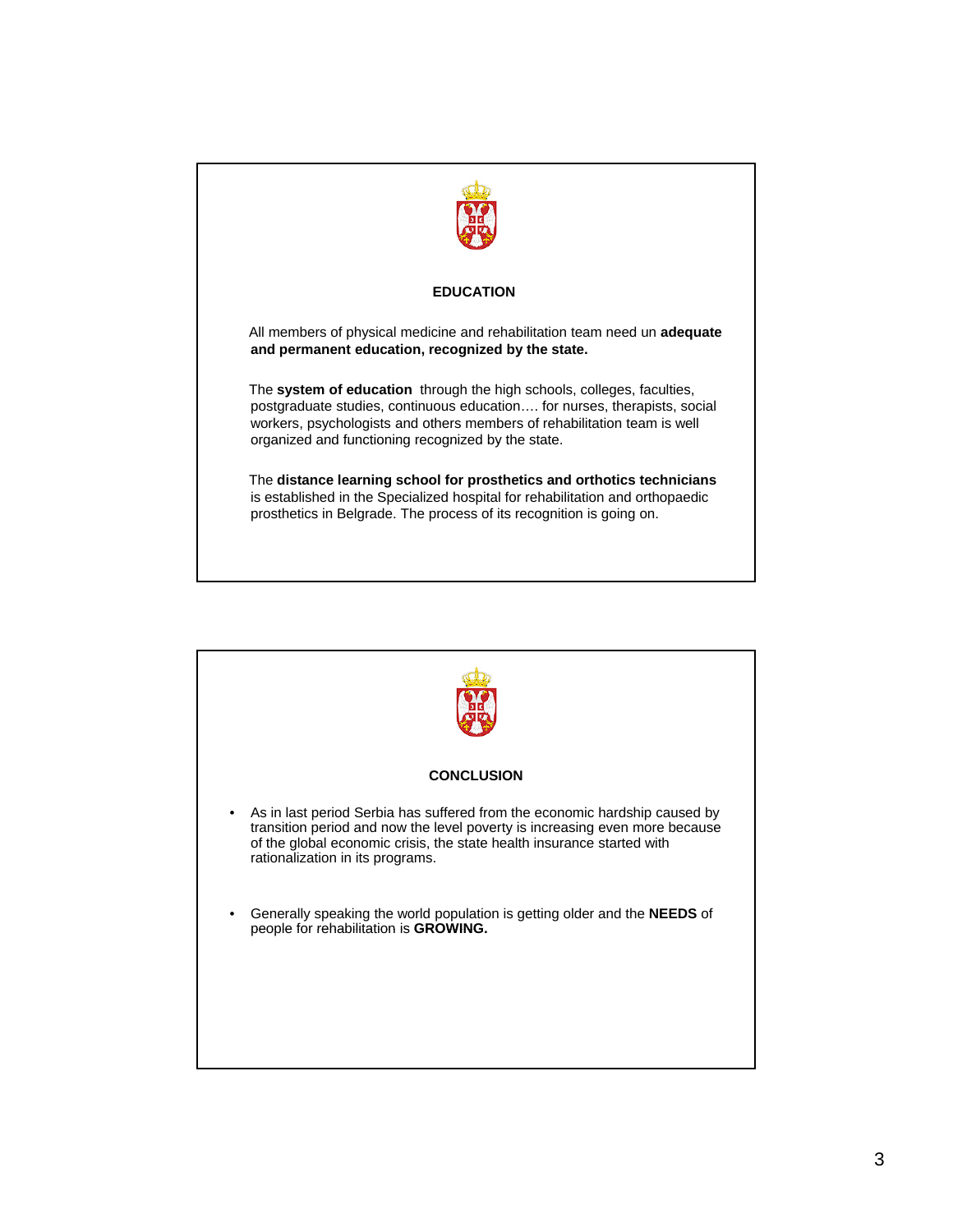## EDUCATION

All members of physical medicine and rehabilitation team need un **adequate and permanent education, recognized by the state.**

The **system of education** through the high schools, colleges, faculties, postgraduate studies, continuous education…. for nurses, therapists, social workers, psychologists and others members of rehabilitation team is well organized and functioning recognized by the state.

The **distance learning school for prosthetics and orthotics technicians** is established in the Specialized hospital for rehabilitation and orthopaedic prosthetics in Belgrade. The process of its recognition is going on.

## CONCLUSION

- As in last period Serbia has suffered from the economic hardship caused by transition period and now the level poverty is increasing even more because of the global economic crisis, the state health insurance started with rationalization in its programs.
- Generally speaking the world population is getting older and the **NEEDS** of people for rehabilitation is **GROWING.**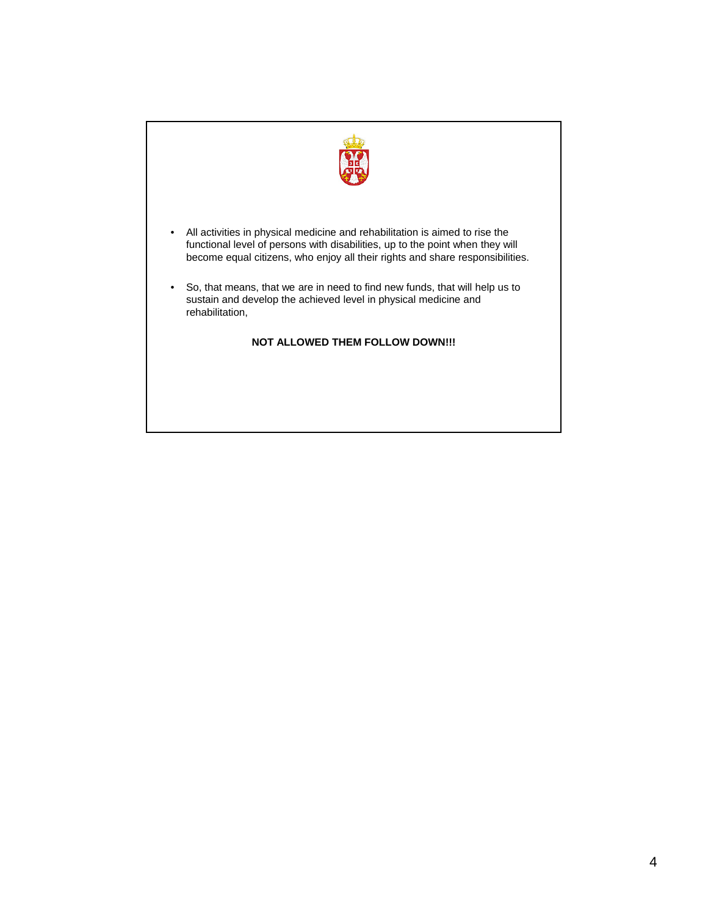- All activities in physical medicine and rehabilitation is aimed to rise the functional level of persons with disabilities, up to the point when they will become equal citizens, who enjoy all their rights and share responsibilities.

- So, that means, that we are in need to find new funds, that will help us to sustain and develop the achieved level in physical medicine and rehabilitation,

**NOT ALLOWED THEM FOLLOW DOWN!!!**